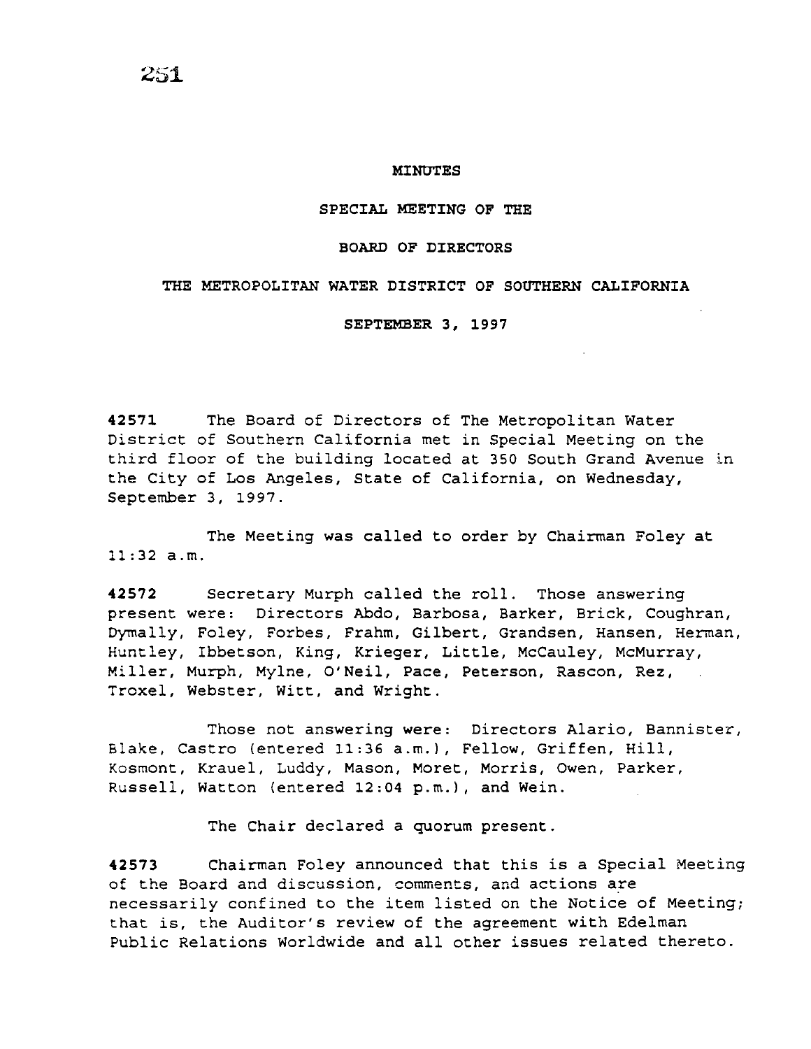# MINUTES

## SPECIAL MEETING OF THE

## BOARD OF DIRECTORS

## THE METROPOLITAN WATER DISTRICT OF SOUTHERN CALIFORNIA

## SEPTEMBER 3, 1997

**42571** The Board of Directors of The Metropolitan Water District of Southern California met in Special Meeting on the third floor of the building located at 350 South Grand Avenue in the City of Los Angeles, State of California, on Wednesday, September 3, 1997.

The Meeting was called to order by Chairman Foley at 11:32 a.m.

**42572** Secretary Murph called the roll. Those answering present were: Directors Abdo, Barbosa, Barker, Brick, Coughran, Dymally, Foley, Forbes, Frahm, Gilbert, Grandsen, Hansen, Herman, Huntley, Ibbetson, King, Krieger, Little, McCauley, McMurray, Miller, Murph, Mylne, O'Neil, Pace, Peterson, Rascon, Rez, Troxel, Webster, Witt, and Wright.

Those not answering were: Directors Alario, Bannister, Blake, Castro (entered 11:36 a.m.), Fellow, Griffen, Hill, Kosmont, Krauel, Luddy, Mason, Moret, Morris, Owen, Parker, Russell, Watton (entered 12:04 p.m.), and Wein.

The Chair declared a quorum present.

**42573** Chairman Foley announced that this is a Special Meeting of the Board and discussion, comments, and actions are necessarily confined to the item listed on the Notice of Meeting; that is, the Auditor's review of the agreement with Edelman Public Relations Worldwide and all other issues related thereto.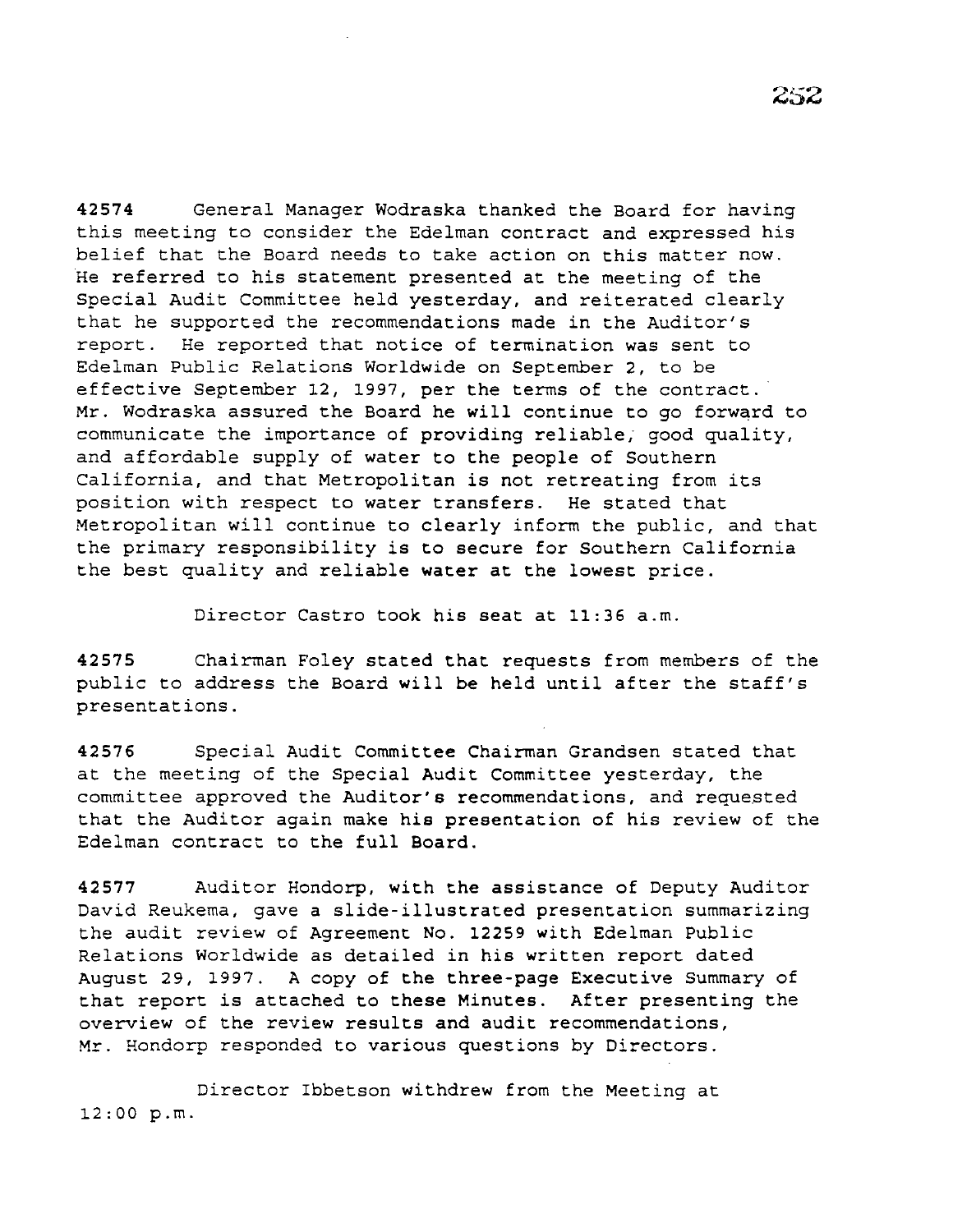42574 General Manager Wodraska thanked the Board for having this meeting to consider the Edelman contract and expressed his belief that the Board needs to take action on this matter now. He referred to his statement presented at the meeting of the Special Audit Committee held yesterday, and reiterated clearly that he supported the recommendations made in the Auditor's report. He reported that notice of termination was sent to Edelman Public Relations Worldwide on September 2, to be effective September 12, 1997, per the terms of the contract. Mr. Wodraska assured the Board he will continue to go forward to communicate the importance of providing reliable, good quality, and affordable supply of water to the people of Southern California, and that Metropolitan is not retreating from its position with respect to water transfers. He stated that Metropolitan will continue to clearly inform the public, and that the primary responsibility is to secure for Southern California the best quality and reliable water at the lowest price.

Director Castro took his seat at 11:36 a.m.

42575 Chairman Foley stated that requests from members of the public to address the Board will be held until after the staff's presentations.

42576 Special Audit Committee Chairman Grandsen stated that at the meeting of the Special Audit Committee yesterday, the committee approved the Auditor's recommendations, and requested that the Auditor again make his presentation of his review of the Edelman contract to the full Board.

42577 Auditor Hondorp, with the assistance of Deputy Auditor David Reukema, gave a slide-illustrated presentation summarizing the audit review of Agreement No. 12259 with Edelman Public Relations Worldwide as detailed in his written report dated August 29, 1997. A copy of the three-page Executive Summary of that report is attached to these Minutes. After presenting the overview of the review results and audit recommendations, Mr. Hondorp responded to various questions by Directors.

Director Ibbetson withdrew from the Meeting at 12:00 p.m.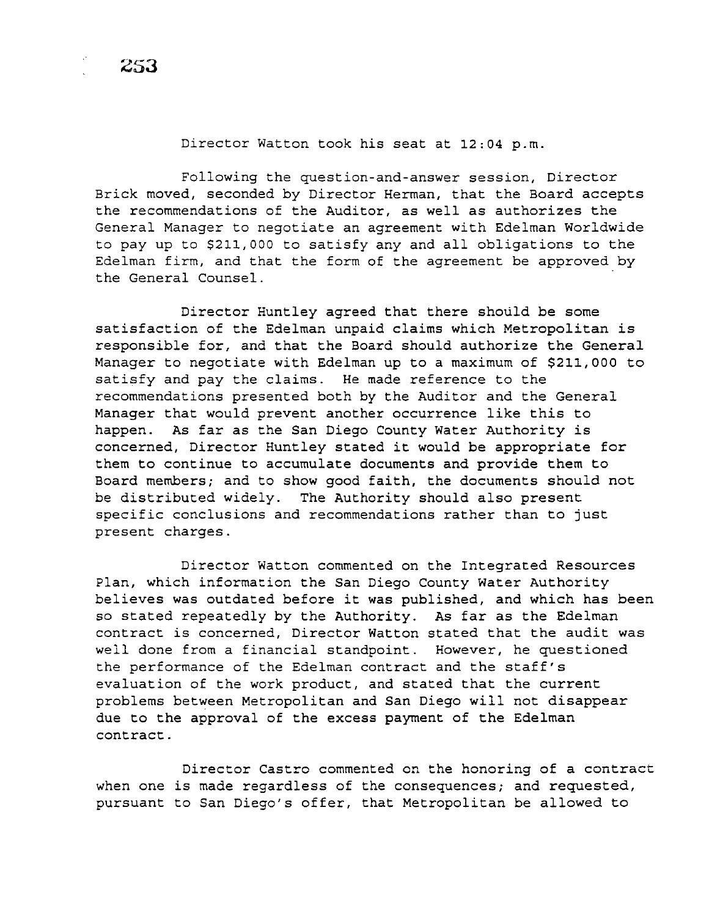Director Watton took his seat at 12:04 p.m.

Following the question-and-answer session, Director Brick moved, seconded by Director Herman, that the Board accepts the recommendations of the Auditor, as well as authorizes the General Manager to negotiate an agreement with Edelman Worldwide to pay up to $211,000 to satisfy any and all obligations to the Edelman firm, and that the form of the agreement be approved by the General Counsel.

Director Huntley agreed that there should be some satisfaction of the Edelman unpaid claims which Metropolitan is responsible for, and that the Board should authorize the General Manager to negotiate with Edelman up to a maximum of $211,000 to satisfy and pay the claims. He made reference to the recommendations presented both by the Auditor and the General Manager that would prevent another occurrence like this to happen. As far as the San Diego County Water Authority is concerned, Director Huntley stated it would be appropriate for them to continue to accumulate documents and provide them to Board members; and to show good faith, the documents should not be distributed widely. The Authority should also present specific conclusions and recommendations rather than to just present charges.

Director Watton commented on the Integrated Resources Plan, which information the San Diego County Water Authority believes was outdated before it was published, and which has been so stated repeatedly by the Authority. As far as the Edelman contract is concerned, Director Watton stated that the audit was well done from a financial standpoint. However, he questioned the performance of the Edelman contract and the staff's evaluation of the work product, and stated that the current problems between Metropolitan and San Diego will not disappear due to the approval of the excess payment of the Edelman contract.

Director Castro commented on the honoring of a contract when one is made regardless of the consequences; and requested, pursuant to San Diego's offer, that Metropolitan be allowed to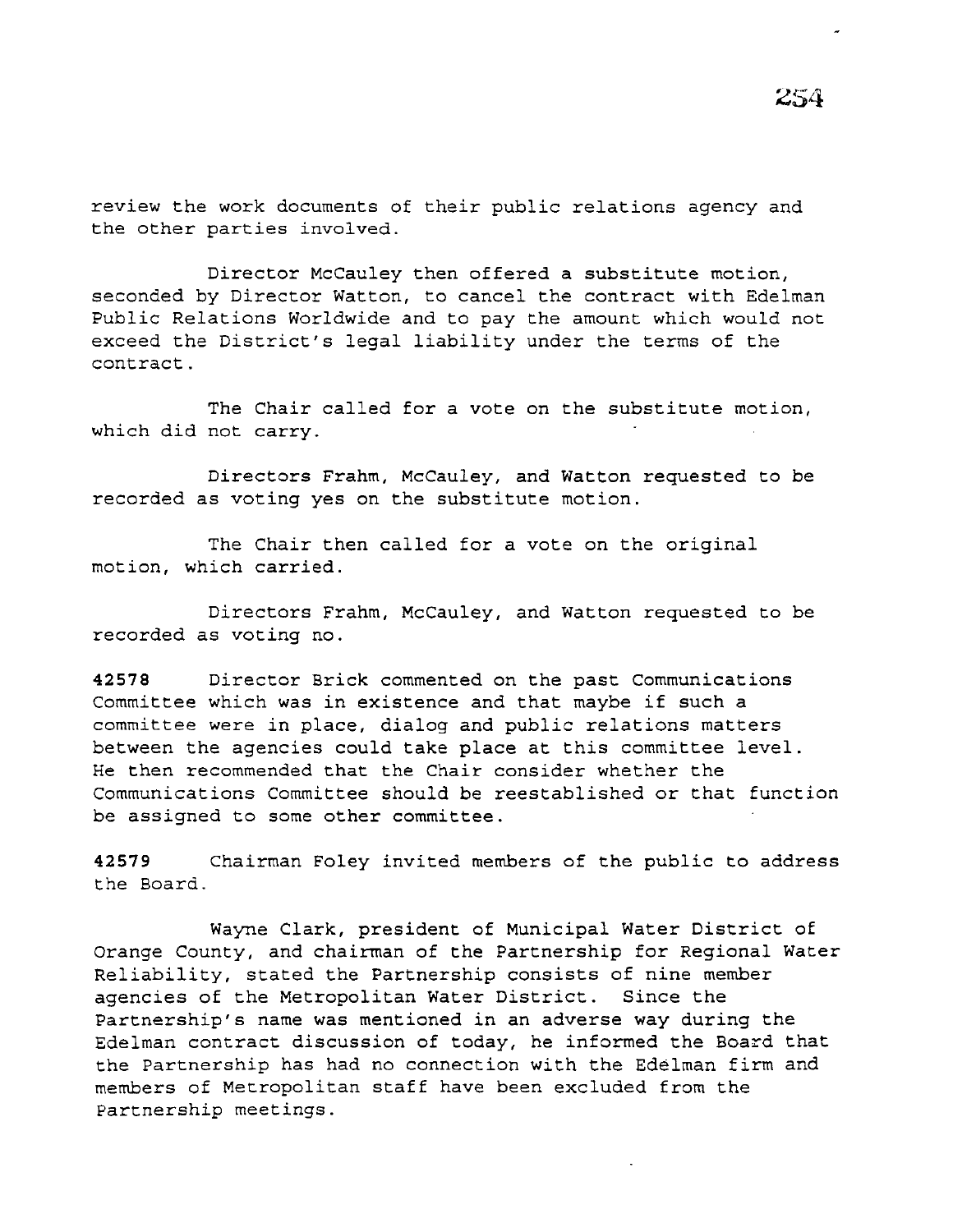review the work documents of their public relations agency and the other parties involved.

Director McCauley then offered a substitute motion, seconded by Director Watton, to cancel the contract with Edelman Public Relations Worldwide and to pay the amount which would not exceed the District's legal liability under the terms of the contract.

The Chair called for a vote on the substitute motion, which did not carry.

Directors Frahm, McCauley, and Watton requested to be recorded as voting yes on the substitute motion.

The Chair then called for a vote on the original motion, which carried.

Directors Frahm, McCauley, and Watton requested to be recorded as voting no.

**42578** Director Brick commented on the past Communications Committee which was in existence and that maybe if such a committee were in place, dialog and public relations matters between the agencies could take place at this committee level. He then recommended that the Chair consider whether the Communications Committee should be reestablished or that function be assigned to some other committee.

**42579** Chairman Foley invited members of the public to address the Board.

Wayne Clark, president of Municipal Water District of Orange County, and chairman of the Partnership for Regional Water Reliability, stated the Partnership consists of nine member agencies of the Metropolitan Water District. Since the Partnership's name was mentioned in an adverse way during the Edelman contract discussion of today, he informed the Board that the Partnership has had no connection with the Edelman firm and members of Metropolitan staff have been excluded from the Partnership meetings.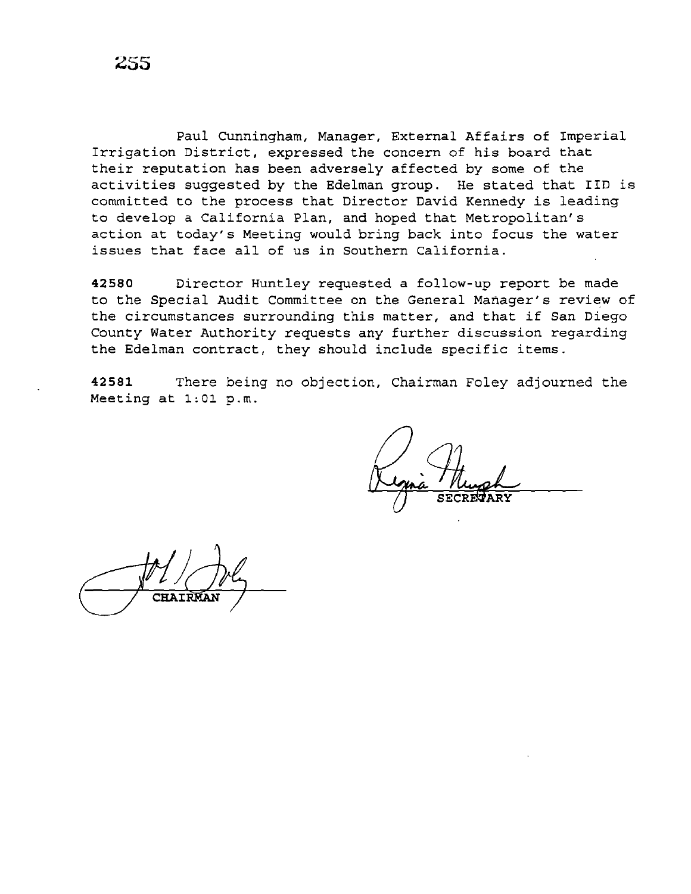Paul Cunningham, Manager, External Affairs of Imperial Irrigation District, expressed the concern of his board that their reputation has been adversely affected by some of the activities suggested by the Edelman group. He stated that IID is committed to the process that Director David Kennedy is leading to develop a California Plan, and hoped that Metropolitan's action at today's Meeting would bring back into focus the water issues that face all of us in Southern California.

**42580** Director Huntley requested a follow-up report be made to the Special Audit Committee on the General Manager's review of the circumstances surrounding this matter, and that if San Diego County Water Authority requests any further discussion regarding the Edelman contract, they should include specific items.

**42581** There being no objection, Chairman Foley adjourned the Meeting at 1:01 p.m.

SECRETARY

CHAIRMAN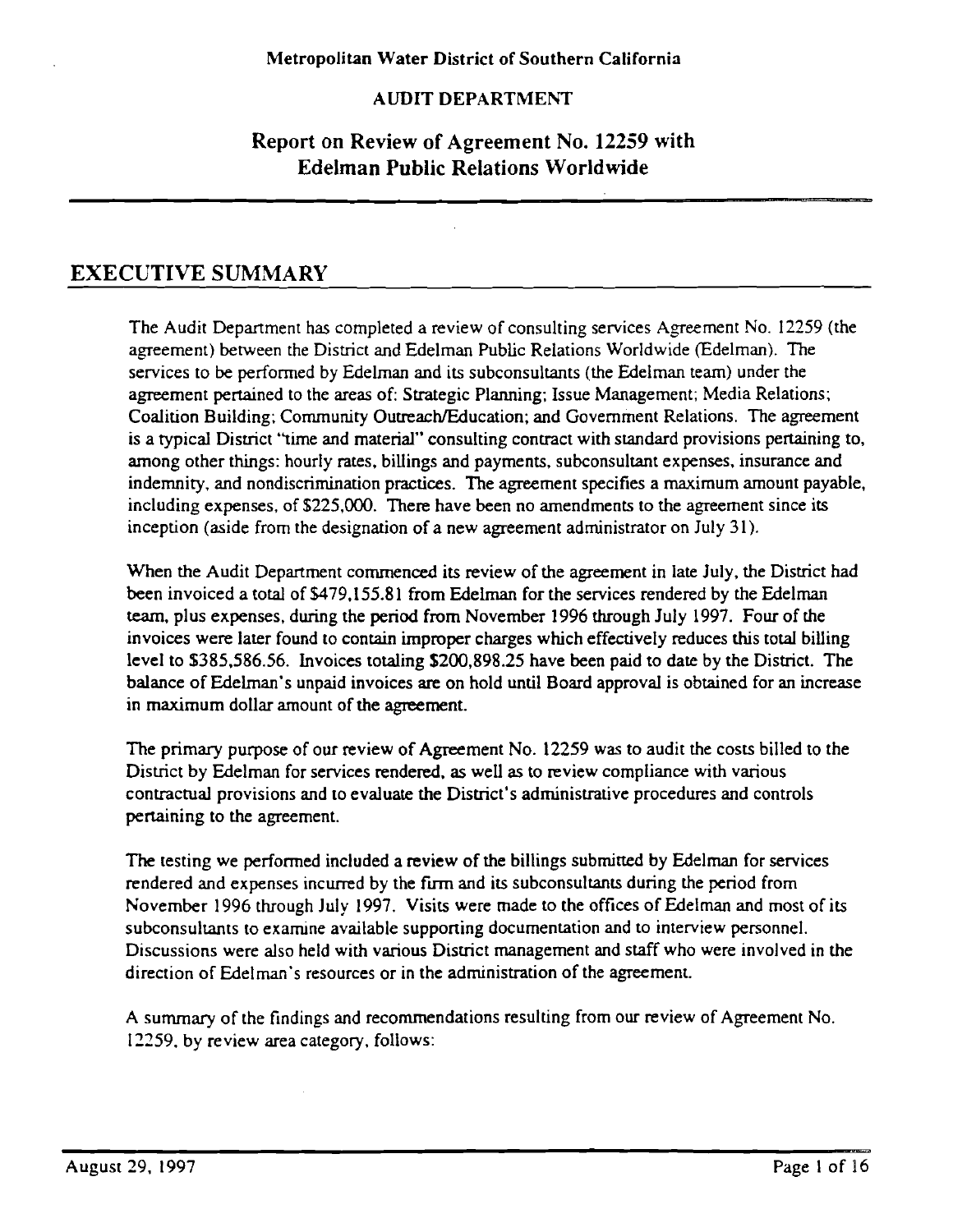Metropolitan Water District of Southern California

AUDIT DEPARTMENT

# Report on Review of Agreement No. 12259 with Edelman Public Relations Worldwide

## EXECUTIVE SUMMARY

The Audit Department has completed a review of consulting services Agreement No. 12259 (the agreement) between the District and Edelman Public Relations Worldwide (Edelman). The services to be performed by Edelman and its subconsultants (the Edelman team) under the agreement pertained to the areas of: Strategic Planning; Issue Management; Media Relations; Coalition Building; Community Outreach/Education; and Government Relations. The agreement is a typical District "time and material" consulting contract with standard provisions pertaining to, among other things: hourly rates, billings and payments, subconsultant expenses, insurance and indemnity, and nondiscrimination practices. The agreement specifies a maximum amount payable, including expenses, of $225,000. There have been no amendments to the agreement since its inception (aside from the designation of a new agreement administrator on July 31).

When the Audit Department commenced its review of the agreement in late July, the District had been invoiced a total of $479,155.81 from Edelman for the services rendered by the Edelman team, plus expenses, during the period from November 1996 through July 1997. Four of the invoices were later found to contain improper charges which effectively reduces this total billing level to $385,586.56. Invoices totaling $200,898.25 have been paid to date by the District. The balance of Edelman's unpaid invoices are on hold until Board approval is obtained for an increase in maximum dollar amount of the agreement.

The primary purpose of our review of Agreement No. 12259 was to audit the costs billed to the District by Edelman for services rendered, as well as to review compliance with various contractual provisions and to evaluate the District's administrative procedures and controls pertaining to the agreement.

The testing we performed included a review of the billings submitted by Edelman for services rendered and expenses incurred by the firm and its subconsultants during the period from November 1996 through July 1997. Visits were made to the offices of Edelman and most of its subconsultants to examine available supporting documentation and to interview personnel. Discussions were also held with various District management and staff who were involved in the direction of Edelman's resources or in the administration of the agreement.

A summary of the findings and recommendations resulting from our review of Agreement No. 12259, by review area category, follows:

August 29, 1997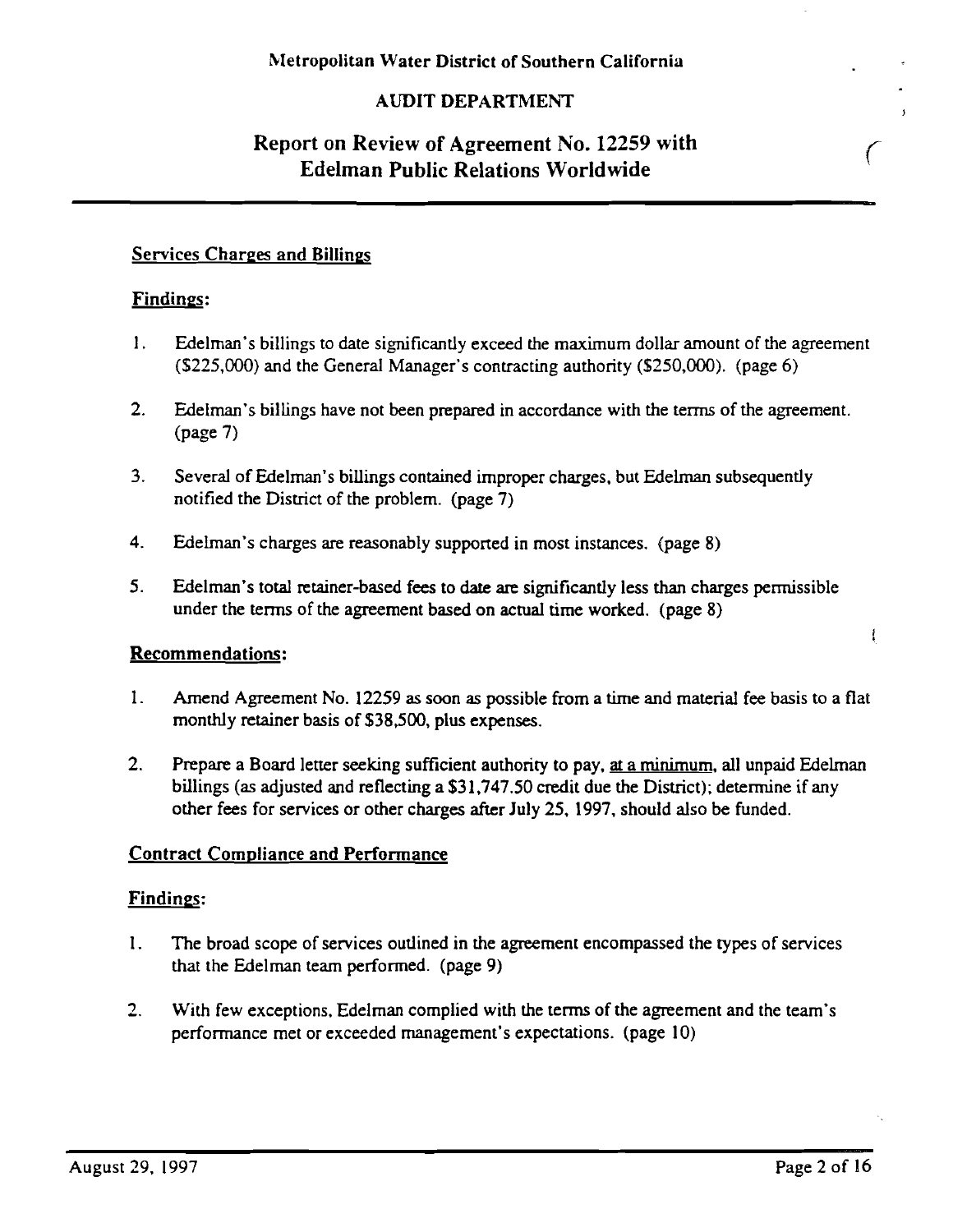Metropolitan Water District of Southern California

AUDIT DEPARTMENT

# Report on Review of Agreement No. 12259 with Edelman Public Relations Worldwide

## Services Charges and Billings

### Findings:

1. Edelman's billings to date significantly exceed the maximum dollar amount of the agreement ($225,000) and the General Manager's contracting authority ($250,000). (page 6)

2. Edelman's billings have not been prepared in accordance with the terms of the agreement. (page 7)

3. Several of Edelman's billings contained improper charges, but Edelman subsequently notified the District of the problem. (page 7)

4. Edelman's charges are reasonably supported in most instances. (page 8)

5. Edelman's total retainer-based fees to date are significantly less than charges permissible under the terms of the agreement based on actual time worked. (page 8)

### Recommendations:

1. Amend Agreement No. 12259 as soon as possible from a time and material fee basis to a flat monthly retainer basis of $38,500, plus expenses.

2. Prepare a Board letter seeking sufficient authority to pay, at a minimum, all unpaid Edelman billings (as adjusted and reflecting a $31,747.50 credit due the District); determine if any other fees for services or other charges after July 25, 1997, should also be funded.

## Contract Compliance and Performance

### Findings:

1. The broad scope of services outlined in the agreement encompassed the types of services that the Edelman team performed. (page 9)

2. With few exceptions, Edelman complied with the terms of the agreement and the team's performance met or exceeded management's expectations. (page 10)

August 29, 1997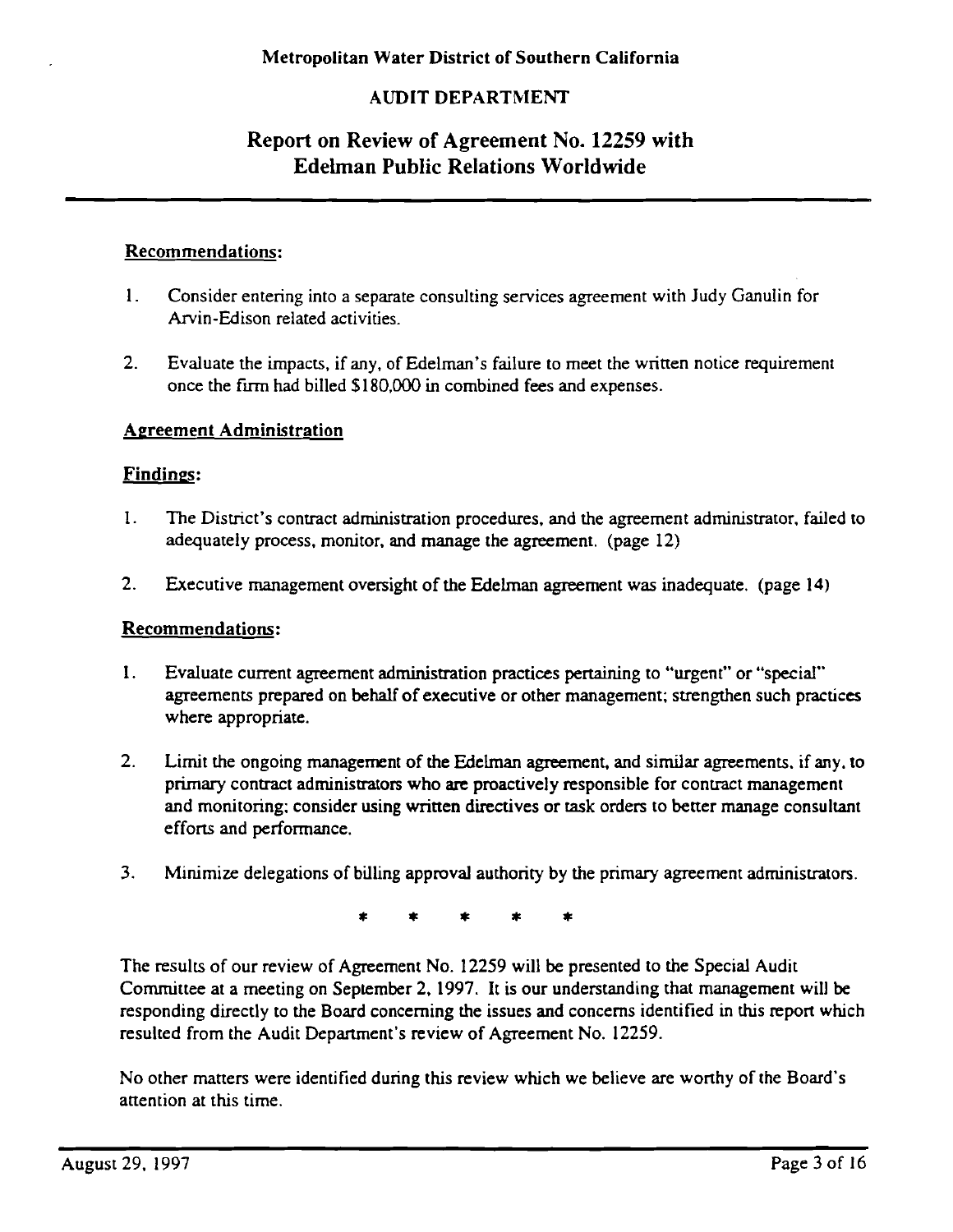#### Recommendations:

1. Consider entering into a separate consulting services agreement with Judy Ganulin for Arvin-Edison related activities.

2. Evaluate the impacts, if any, of Edelman's failure to meet the written notice requirement once the firm had billed $180,000 in combined fees and expenses.

### Agreement Administration

#### Findings:

1. The District's contract administration procedures, and the agreement administrator, failed to adequately process, monitor, and manage the agreement. (page 12)

2. Executive management oversight of the Edelman agreement was inadequate. (page 14)

#### Recommendations:

1. Evaluate current agreement administration practices pertaining to "urgent" or "special" agreements prepared on behalf of executive or other management; strengthen such practices where appropriate.

2. Limit the ongoing management of the Edelman agreement, and similar agreements, if any, to primary contract administrators who are proactively responsible for contract management and monitoring; consider using written directives or task orders to better manage consultant efforts and performance.

3. Minimize delegations of billing approval authority by the primary agreement administrators.

\* \* \* \* \*

The results of our review of Agreement No. 12259 will be presented to the Special Audit Committee at a meeting on September 2, 1997. It is our understanding that management will be responding directly to the Board concerning the issues and concerns identified in this report which resulted from the Audit Department's review of Agreement No. 12259.

No other matters were identified during this review which we believe are worthy of the Board's attention at this time.